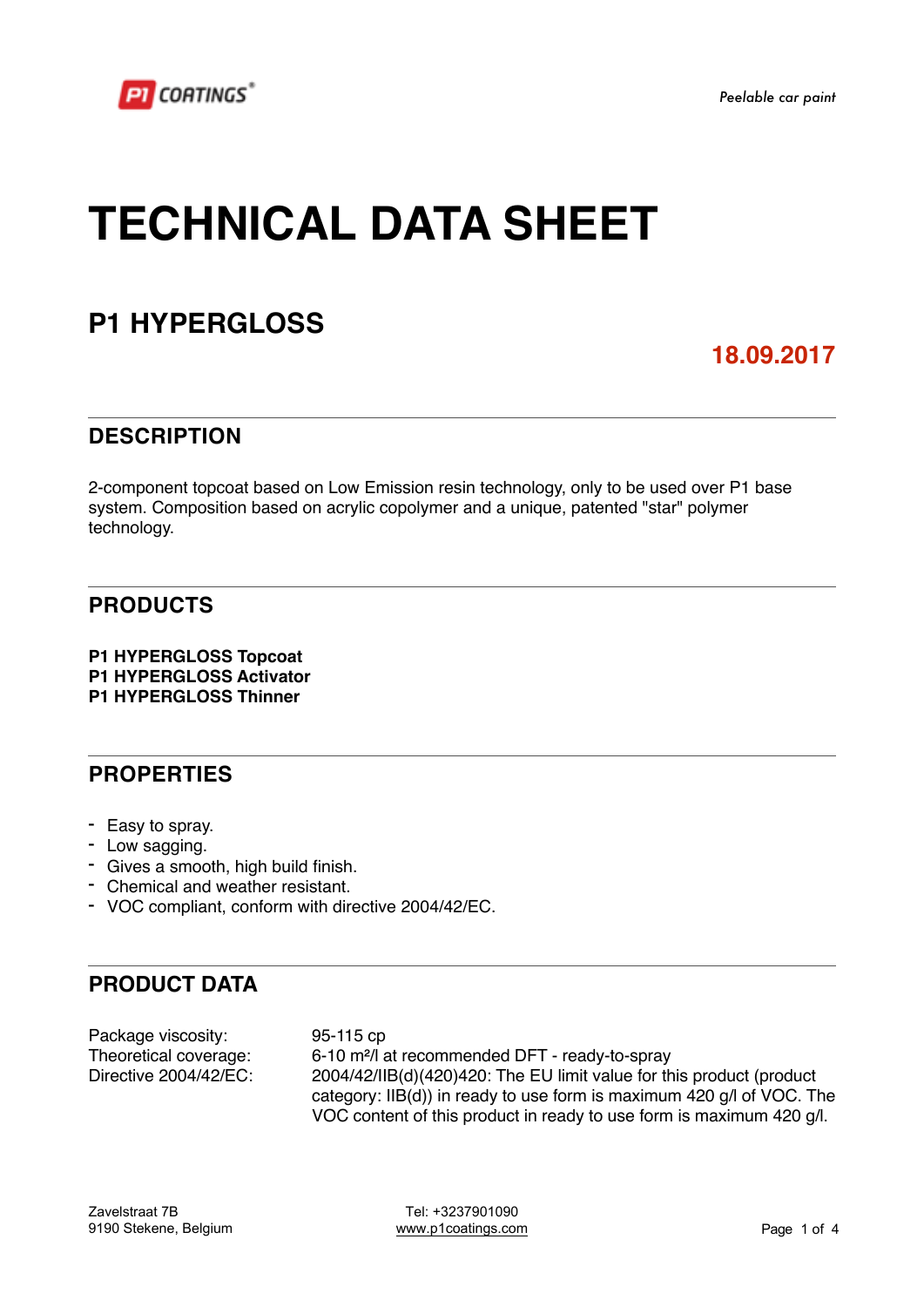# TECHNICAL DATA SHEET

## P1 HYPERGLOSS

**18.09.2017**

## DESCRIPTION

2-component topcoat based on Low Emission resin technology, only to be used over P1 base system. Composition based on acrylic copolymer and a unique, patented "star" polymer technology.

## PRODUCTS

**P1 HYPERGLOSS Topcoat**
**P1 HYPERGLOSS Activator**
**P1 HYPERGLOSS Thinner**

## PROPERTIES

- Easy to spray.
- Low sagging.
- Gives a smooth, high build finish.
- Chemical and weather resistant.
- VOC compliant, conform with directive 2004/42/EC.

## PRODUCT DATA

| | |
|---|---|
| Package viscosity: | 95-115 cp |
| Theoretical coverage: | 6-10 m²/l at recommended DFT - ready-to-spray |
| Directive 2004/42/EC: | 2004/42/IIB(d)(420)420: The EU limit value for this product (product category: IIB(d)) in ready to use form is maximum 420 g/l of VOC. The VOC content of this product in ready to use form is maximum 420 g/l. |

Zavelstraat 7B
9190 Stekene, Belgium

Tel: +3237901090
www.p1coatings.com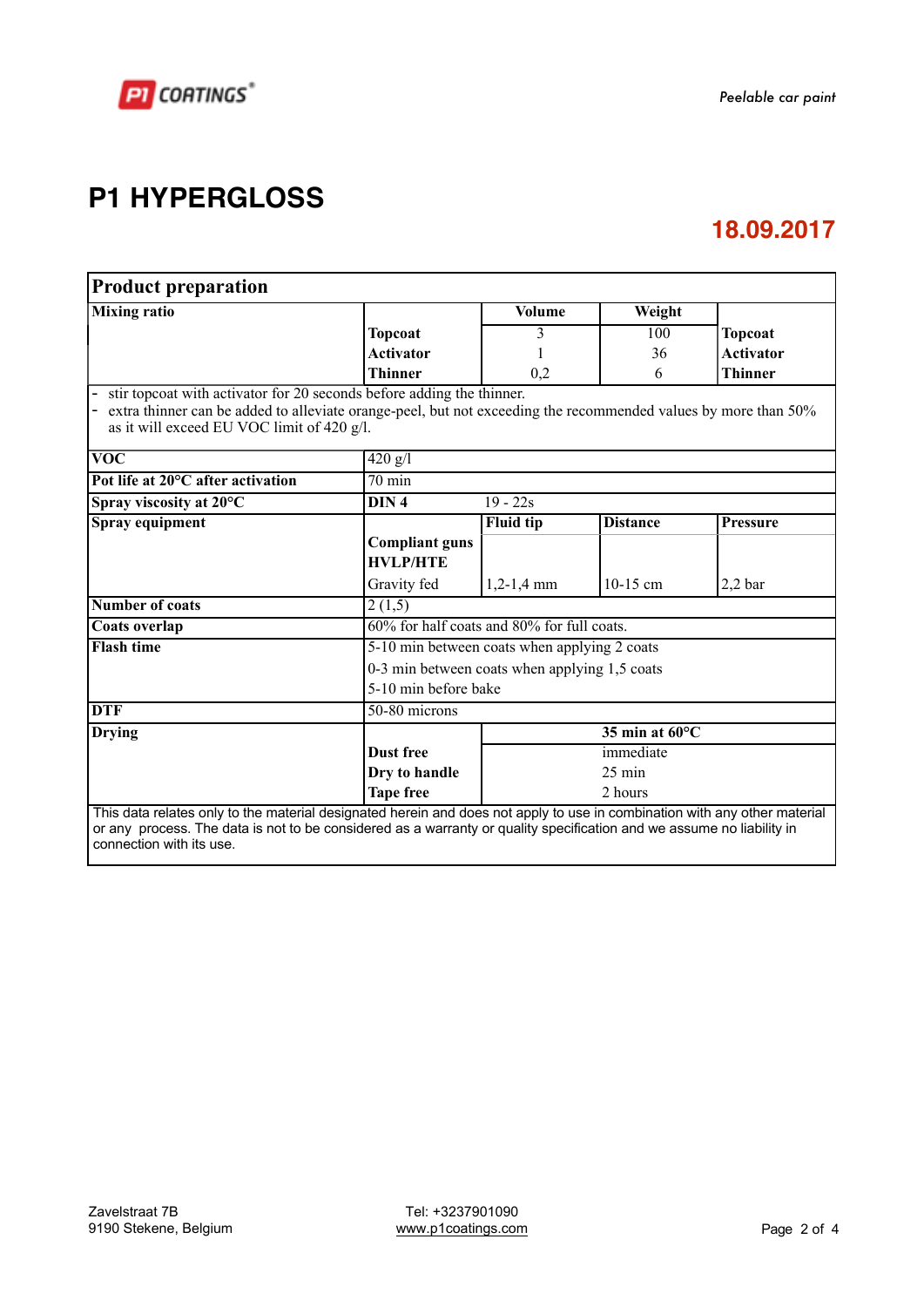# P1 HYPERGLOSS

**18.09.2017**

## Product preparation

| **Mixing ratio** | | **Volume** | **Weight** | |
|---|---|---|---|---|
| | **Topcoat** | 3 | 100 | **Topcoat** |
| | **Activator** | 1 | 36 | **Activator** |
| | **Thinner** | 0,2 | 6 | **Thinner** |

- stir topcoat with activator for 20 seconds before adding the thinner.
- extra thinner can be added to alleviate orange-peel, but not exceeding the recommended values by more than 50% as it will exceed EU VOC limit of 420 g/l.

| | | | | |
|---|---|---|---|---|
| **VOC** | 420 g/l | | | |
| **Pot life at 20°C after activation** | 70 min | | | |
| **Spray viscosity at 20°C** | **DIN 4** | 19 - 22s | | |
| **Spray equipment** | | **Fluid tip** | **Distance** | **Pressure** |
| | **Compliant guns HVLP/HTE** | | | |
| | Gravity fed | 1,2-1,4 mm | 10-15 cm | 2,2 bar |
| **Number of coats** | 2 (1,5) | | | |
| **Coats overlap** | 60% for half coats and 80% for full coats. | | | |
| **Flash time** | 5-10 min between coats when applying 2 coats<br>0-3 min between coats when applying 1,5 coats<br>5-10 min before bake | | | |
| **DTF** | 50-80 microns | | | |
| **Drying** | | **35 min at 60°C** | | |
| | **Dust free** | immediate | | |
| | **Dry to handle** | 25 min | | |
| | **Tape free** | 2 hours | | |

This data relates only to the material designated herein and does not apply to use in combination with any other material or any process. The data is not to be considered as a warranty or quality specification and we assume no liability in connection with its use.

Zavelstraat 7B
9190 Stekene, Belgium

Tel: +3237901090
www.p1coatings.com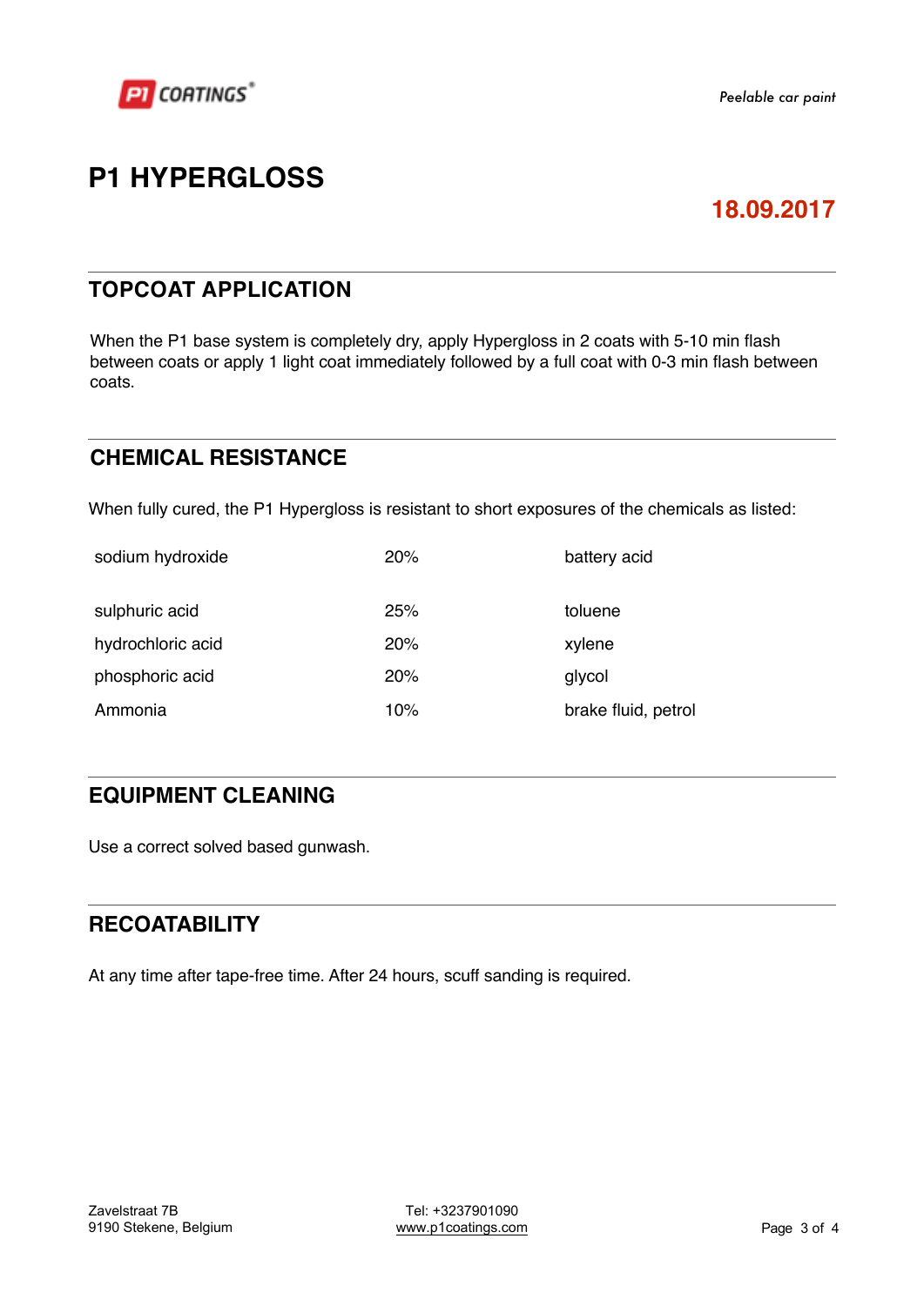# P1 HYPERGLOSS

**18.09.2017**

## TOPCOAT APPLICATION

When the P1 base system is completely dry, apply Hypergloss in 2 coats with 5-10 min flash between coats or apply 1 light coat immediately followed by a full coat with 0-3 min flash between coats.

## CHEMICAL RESISTANCE

When fully cured, the P1 Hypergloss is resistant to short exposures of the chemicals as listed:

| | | |
|---|---|---|
| sodium hydroxide | 20% | battery acid |
| sulphuric acid | 25% | toluene |
| hydrochloric acid | 20% | xylene |
| phosphoric acid | 20% | glycol |
| Ammonia | 10% | brake fluid, petrol |

## EQUIPMENT CLEANING

Use a correct solved based gunwash.

## RECOATABILITY

At any time after tape-free time. After 24 hours, scuff sanding is required.

Zavelstraat 7B
9190 Stekene, Belgium

Tel: +3237901090
www.p1coatings.com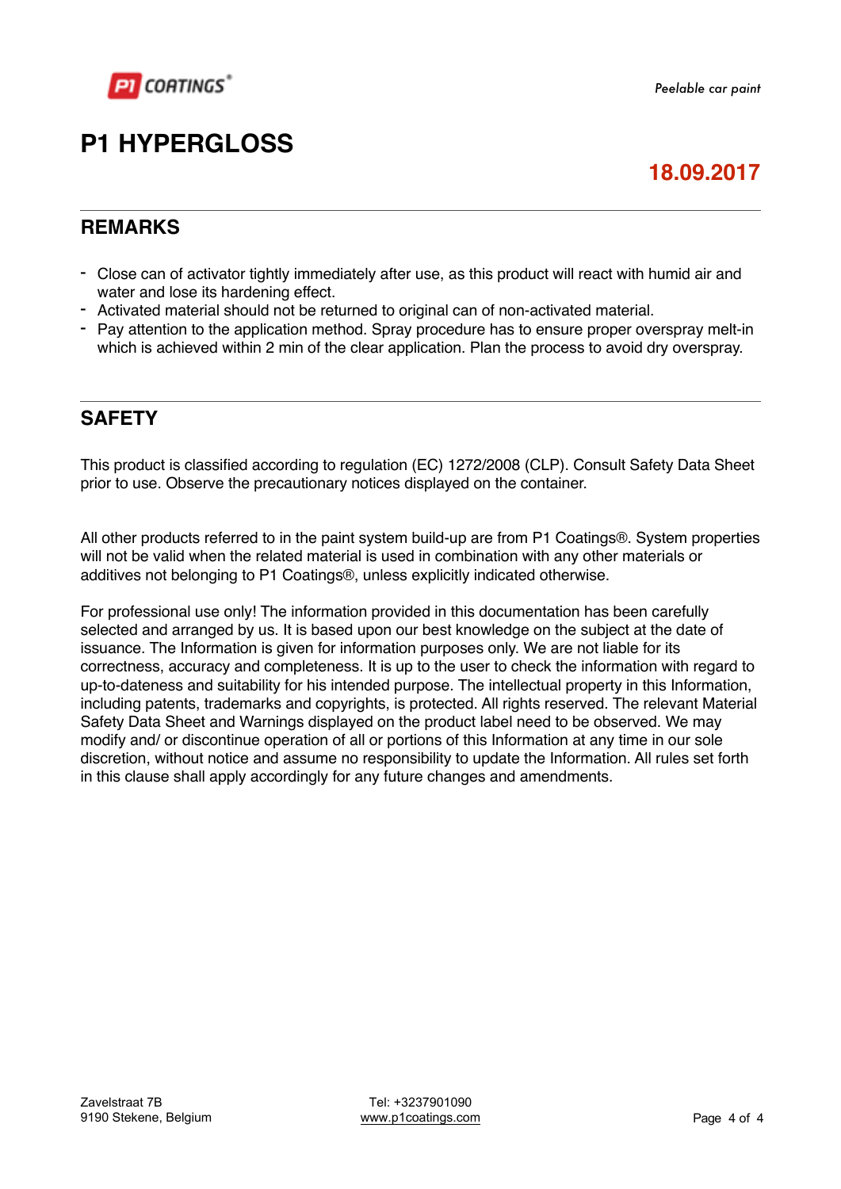# P1 HYPERGLOSS

**18.09.2017**

## REMARKS

- Close can of activator tightly immediately after use, as this product will react with humid air and water and lose its hardening effect.
- Activated material should not be returned to original can of non-activated material.
- Pay attention to the application method. Spray procedure has to ensure proper overspray melt-in which is achieved within 2 min of the clear application. Plan the process to avoid dry overspray.

## SAFETY

This product is classified according to regulation (EC) 1272/2008 (CLP). Consult Safety Data Sheet prior to use. Observe the precautionary notices displayed on the container.

All other products referred to in the paint system build-up are from P1 Coatings®. System properties will not be valid when the related material is used in combination with any other materials or additives not belonging to P1 Coatings®, unless explicitly indicated otherwise.

For professional use only! The information provided in this documentation has been carefully selected and arranged by us. It is based upon our best knowledge on the subject at the date of issuance. The Information is given for information purposes only. We are not liable for its correctness, accuracy and completeness. It is up to the user to check the information with regard to up-to-dateness and suitability for his intended purpose. The intellectual property in this Information, including patents, trademarks and copyrights, is protected. All rights reserved. The relevant Material Safety Data Sheet and Warnings displayed on the product label need to be observed. We may modify and/ or discontinue operation of all or portions of this Information at any time in our sole discretion, without notice and assume no responsibility to update the Information. All rules set forth in this clause shall apply accordingly for any future changes and amendments.